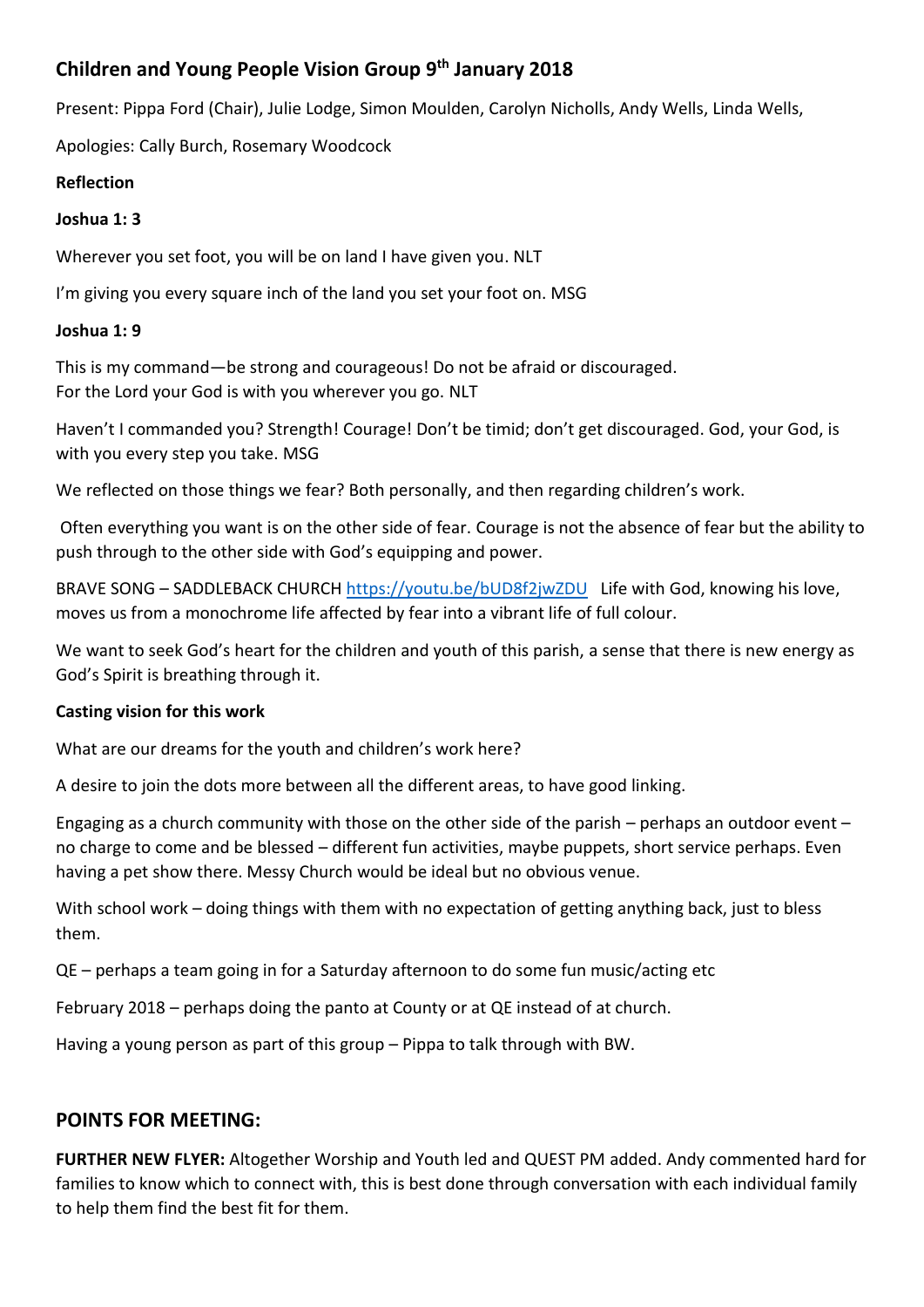# Children and Young People Vision Group 9th January 2018

Present: Pippa Ford (Chair), Julie Lodge, Simon Moulden, Carolyn Nicholls, Andy Wells, Linda Wells,

Apologies: Cally Burch, Rosemary Woodcock

**Reflection**

**Joshua 1: 3**

Wherever you set foot, you will be on land I have given you. NLT

I'm giving you every square inch of the land you set your foot on. MSG

**Joshua 1: 9**

This is my command—be strong and courageous! Do not be afraid or discouraged.
For the Lord your God is with you wherever you go. NLT

Haven't I commanded you? Strength! Courage! Don't be timid; don't get discouraged. God, your God, is with you every step you take. MSG

We reflected on those things we fear? Both personally, and then regarding children's work.

Often everything you want is on the other side of fear. Courage is not the absence of fear but the ability to push through to the other side with God's equipping and power.

BRAVE SONG – SADDLEBACK CHURCH https://youtu.be/bUD8f2jwZDU Life with God, knowing his love, moves us from a monochrome life affected by fear into a vibrant life of full colour.

We want to seek God's heart for the children and youth of this parish, a sense that there is new energy as God's Spirit is breathing through it.

**Casting vision for this work**

What are our dreams for the youth and children's work here?

A desire to join the dots more between all the different areas, to have good linking.

Engaging as a church community with those on the other side of the parish – perhaps an outdoor event – no charge to come and be blessed – different fun activities, maybe puppets, short service perhaps. Even having a pet show there. Messy Church would be ideal but no obvious venue.

With school work – doing things with them with no expectation of getting anything back, just to bless them.

QE – perhaps a team going in for a Saturday afternoon to do some fun music/acting etc

February 2018 – perhaps doing the panto at County or at QE instead of at church.

Having a young person as part of this group – Pippa to talk through with BW.

## POINTS FOR MEETING:

**FURTHER NEW FLYER:** Altogether Worship and Youth led and QUEST PM added. Andy commented hard for families to know which to connect with, this is best done through conversation with each individual family to help them find the best fit for them.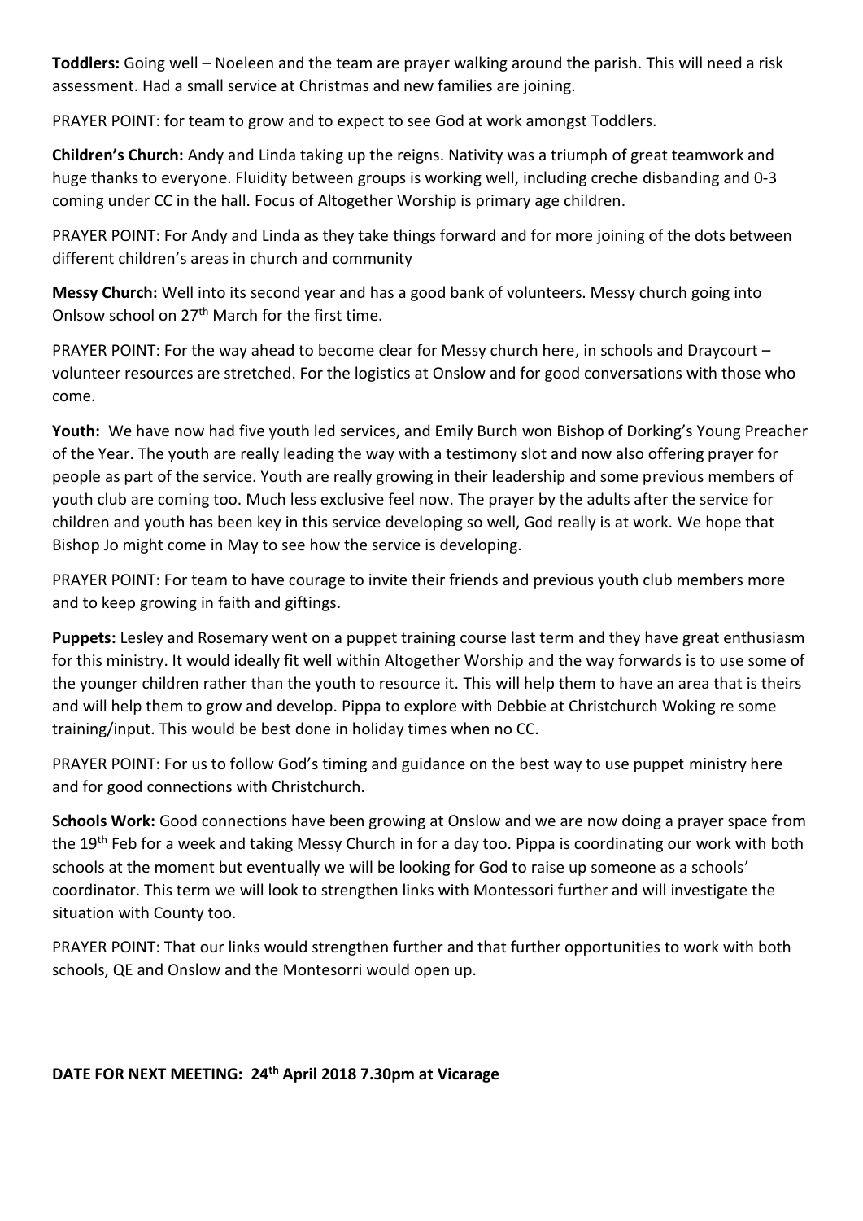**Toddlers:** Going well – Noeleen and the team are prayer walking around the parish. This will need a risk assessment. Had a small service at Christmas and new families are joining.

PRAYER POINT: for team to grow and to expect to see God at work amongst Toddlers.

**Children's Church:** Andy and Linda taking up the reigns. Nativity was a triumph of great teamwork and huge thanks to everyone. Fluidity between groups is working well, including creche disbanding and 0-3 coming under CC in the hall. Focus of Altogether Worship is primary age children.

PRAYER POINT: For Andy and Linda as they take things forward and for more joining of the dots between different children's areas in church and community

**Messy Church:** Well into its second year and has a good bank of volunteers. Messy church going into Onlsow school on 27th March for the first time.

PRAYER POINT: For the way ahead to become clear for Messy church here, in schools and Draycourt – volunteer resources are stretched. For the logistics at Onslow and for good conversations with those who come.

**Youth:** We have now had five youth led services, and Emily Burch won Bishop of Dorking's Young Preacher of the Year. The youth are really leading the way with a testimony slot and now also offering prayer for people as part of the service. Youth are really growing in their leadership and some previous members of youth club are coming too. Much less exclusive feel now. The prayer by the adults after the service for children and youth has been key in this service developing so well, God really is at work. We hope that Bishop Jo might come in May to see how the service is developing.

PRAYER POINT: For team to have courage to invite their friends and previous youth club members more and to keep growing in faith and giftings.

**Puppets:** Lesley and Rosemary went on a puppet training course last term and they have great enthusiasm for this ministry. It would ideally fit well within Altogether Worship and the way forwards is to use some of the younger children rather than the youth to resource it. This will help them to have an area that is theirs and will help them to grow and develop. Pippa to explore with Debbie at Christchurch Woking re some training/input. This would be best done in holiday times when no CC.

PRAYER POINT: For us to follow God's timing and guidance on the best way to use puppet ministry here and for good connections with Christchurch.

**Schools Work:** Good connections have been growing at Onslow and we are now doing a prayer space from the 19th Feb for a week and taking Messy Church in for a day too. Pippa is coordinating our work with both schools at the moment but eventually we will be looking for God to raise up someone as a schools' coordinator. This term we will look to strengthen links with Montessori further and will investigate the situation with County too.

PRAYER POINT: That our links would strengthen further and that further opportunities to work with both schools, QE and Onslow and the Montesorri would open up.

**DATE FOR NEXT MEETING: 24th April 2018 7.30pm at Vicarage**